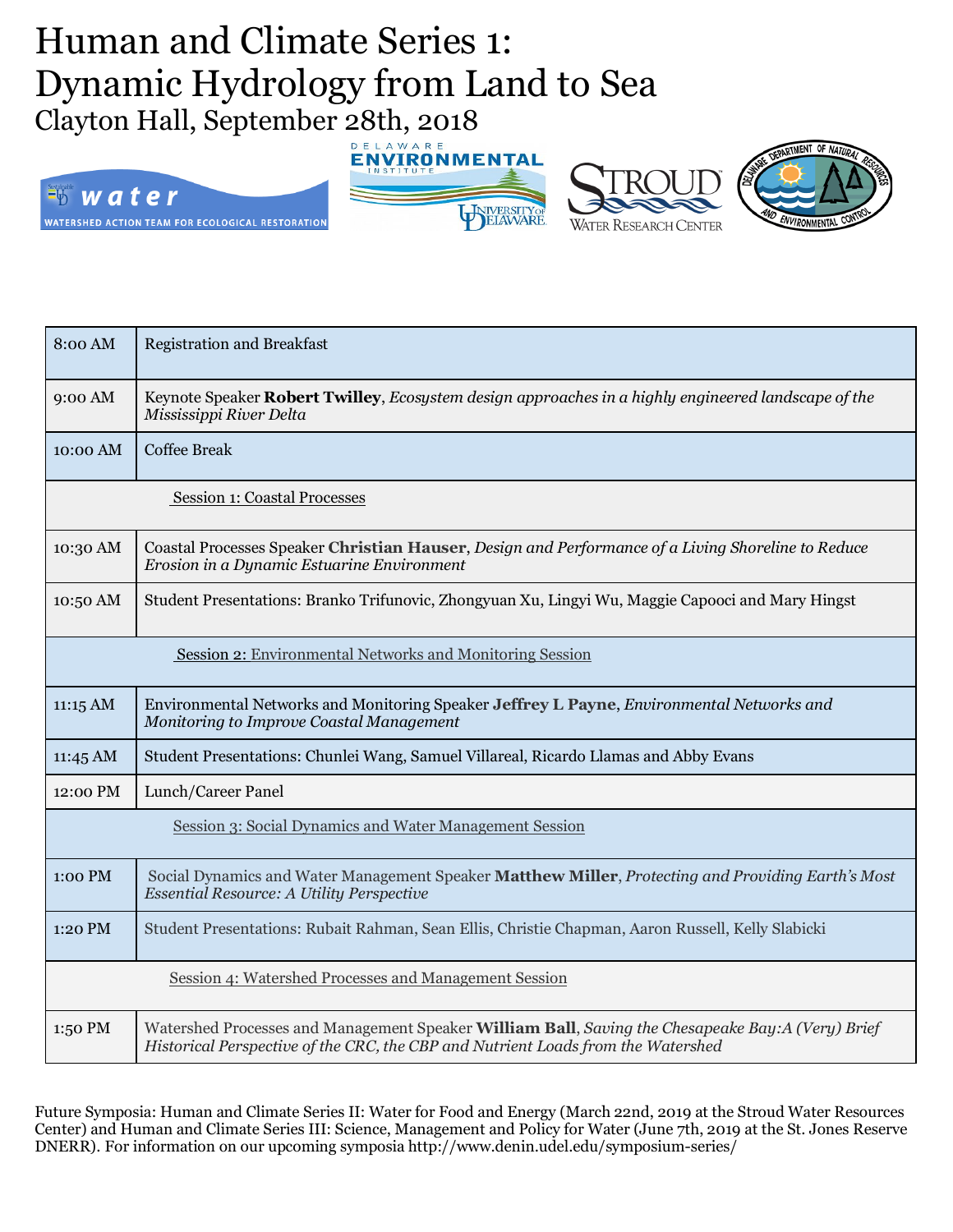# Human and Climate Series 1: Dynamic Hydrology from Land to Sea

Clayton Hall, September 28th, 2018

| | |
|---|---|
| 8:00 AM | Registration and Breakfast |
| 9:00 AM | Keynote Speaker **Robert Twilley**, *Ecosystem design approaches in a highly engineered landscape of the Mississippi River Delta* |
| 10:00 AM | Coffee Break |
| | Session 1: Coastal Processes |
| 10:30 AM | Coastal Processes Speaker **Christian Hauser**, *Design and Performance of a Living Shoreline to Reduce Erosion in a Dynamic Estuarine Environment* |
| 10:50 AM | Student Presentations: Branko Trifunovic, Zhongyuan Xu, Lingyi Wu, Maggie Capooci and Mary Hingst |
| | Session 2: Environmental Networks and Monitoring Session |
| 11:15 AM | Environmental Networks and Monitoring Speaker **Jeffrey L Payne**, *Environmental Networks and Monitoring to Improve Coastal Management* |
| 11:45 AM | Student Presentations: Chunlei Wang, Samuel Villareal, Ricardo Llamas and Abby Evans |
| 12:00 PM | Lunch/Career Panel |
| | Session 3: Social Dynamics and Water Management Session |
| 1:00 PM | Social Dynamics and Water Management Speaker **Matthew Miller**, *Protecting and Providing Earth's Most Essential Resource: A Utility Perspective* |
| 1:20 PM | Student Presentations: Rubait Rahman, Sean Ellis, Christie Chapman, Aaron Russell, Kelly Slabicki |
| | Session 4: Watershed Processes and Management Session |
| 1:50 PM | Watershed Processes and Management Speaker **William Ball**, *Saving the Chesapeake Bay:A (Very) Brief Historical Perspective of the CRC, the CBP and Nutrient Loads from the Watershed* |

Future Symposia: Human and Climate Series II: Water for Food and Energy (March 22nd, 2019 at the Stroud Water Resources Center) and Human and Climate Series III: Science, Management and Policy for Water (June 7th, 2019 at the St. Jones Reserve DNERR). For information on our upcoming symposia http://www.denin.udel.edu/symposium-series/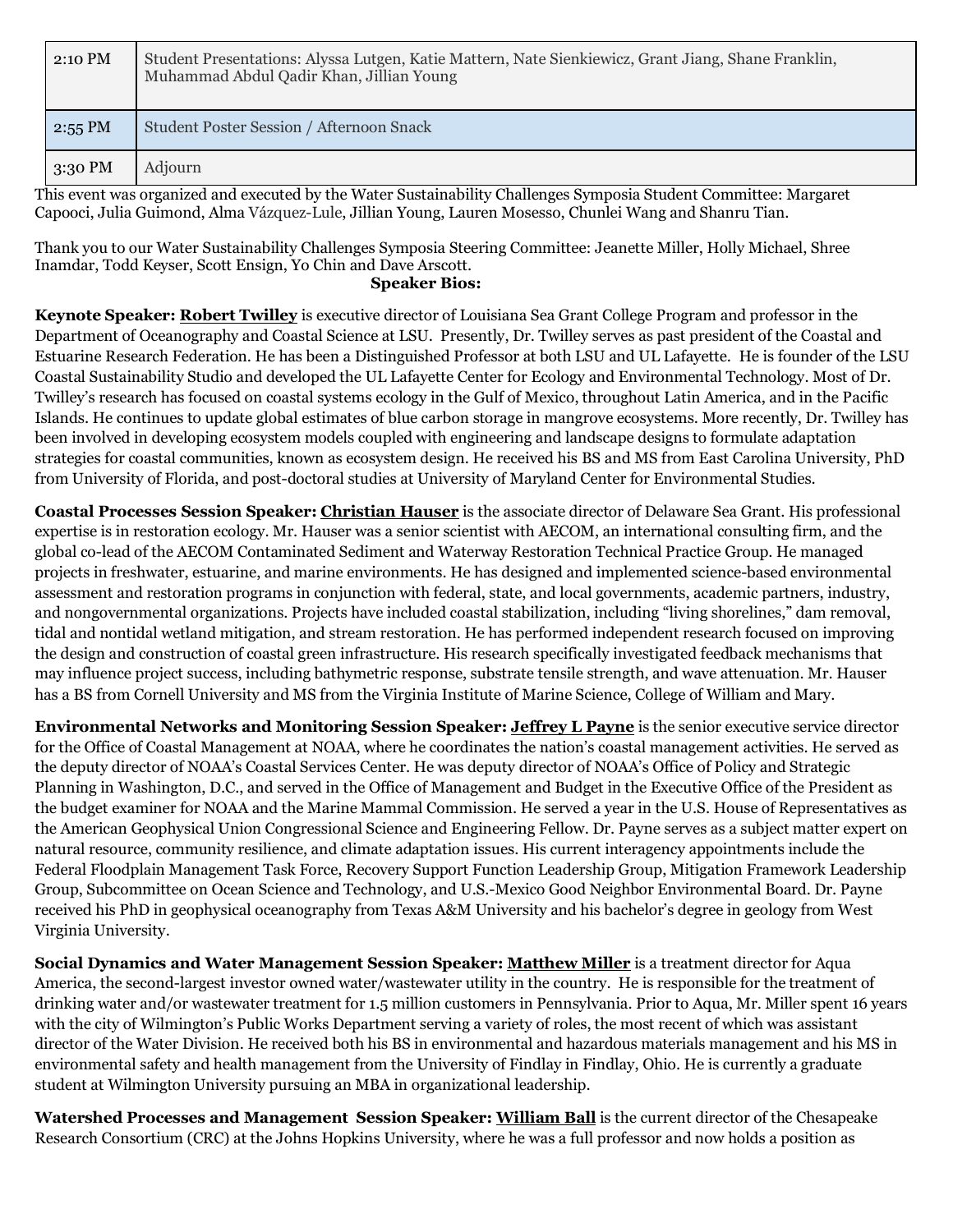| 2:10 PM | Student Presentations: Alyssa Lutgen, Katie Mattern, Nate Sienkiewicz, Grant Jiang, Shane Franklin, Muhammad Abdul Qadir Khan, Jillian Young |
|---|---|
| 2:55 PM | Student Poster Session / Afternoon Snack |
| 3:30 PM | Adjourn |

This event was organized and executed by the Water Sustainability Challenges Symposia Student Committee: Margaret Capooci, Julia Guimond, Alma Vázquez-Lule, Jillian Young, Lauren Mosesso, Chunlei Wang and Shanru Tian.

Thank you to our Water Sustainability Challenges Symposia Steering Committee: Jeanette Miller, Holly Michael, Shree Inamdar, Todd Keyser, Scott Ensign, Yo Chin and Dave Arscott.

**Speaker Bios:**

**Keynote Speaker: Robert Twilley** is executive director of Louisiana Sea Grant College Program and professor in the Department of Oceanography and Coastal Science at LSU. Presently, Dr. Twilley serves as past president of the Coastal and Estuarine Research Federation. He has been a Distinguished Professor at both LSU and UL Lafayette. He is founder of the LSU Coastal Sustainability Studio and developed the UL Lafayette Center for Ecology and Environmental Technology. Most of Dr. Twilley's research has focused on coastal systems ecology in the Gulf of Mexico, throughout Latin America, and in the Pacific Islands. He continues to update global estimates of blue carbon storage in mangrove ecosystems. More recently, Dr. Twilley has been involved in developing ecosystem models coupled with engineering and landscape designs to formulate adaptation strategies for coastal communities, known as ecosystem design. He received his BS and MS from East Carolina University, PhD from University of Florida, and post-doctoral studies at University of Maryland Center for Environmental Studies.

**Coastal Processes Session Speaker: Christian Hauser** is the associate director of Delaware Sea Grant. His professional expertise is in restoration ecology. Mr. Hauser was a senior scientist with AECOM, an international consulting firm, and the global co-lead of the AECOM Contaminated Sediment and Waterway Restoration Technical Practice Group. He managed projects in freshwater, estuarine, and marine environments. He has designed and implemented science-based environmental assessment and restoration programs in conjunction with federal, state, and local governments, academic partners, industry, and nongovernmental organizations. Projects have included coastal stabilization, including "living shorelines," dam removal, tidal and nontidal wetland mitigation, and stream restoration. He has performed independent research focused on improving the design and construction of coastal green infrastructure. His research specifically investigated feedback mechanisms that may influence project success, including bathymetric response, substrate tensile strength, and wave attenuation. Mr. Hauser has a BS from Cornell University and MS from the Virginia Institute of Marine Science, College of William and Mary.

**Environmental Networks and Monitoring Session Speaker: Jeffrey L Payne** is the senior executive service director for the Office of Coastal Management at NOAA, where he coordinates the nation's coastal management activities. He served as the deputy director of NOAA's Coastal Services Center. He was deputy director of NOAA's Office of Policy and Strategic Planning in Washington, D.C., and served in the Office of Management and Budget in the Executive Office of the President as the budget examiner for NOAA and the Marine Mammal Commission. He served a year in the U.S. House of Representatives as the American Geophysical Union Congressional Science and Engineering Fellow. Dr. Payne serves as a subject matter expert on natural resource, community resilience, and climate adaptation issues. His current interagency appointments include the Federal Floodplain Management Task Force, Recovery Support Function Leadership Group, Mitigation Framework Leadership Group, Subcommittee on Ocean Science and Technology, and U.S.-Mexico Good Neighbor Environmental Board. Dr. Payne received his PhD in geophysical oceanography from Texas A&M University and his bachelor's degree in geology from West Virginia University.

**Social Dynamics and Water Management Session Speaker: Matthew Miller** is a treatment director for Aqua America, the second-largest investor owned water/wastewater utility in the country. He is responsible for the treatment of drinking water and/or wastewater treatment for 1.5 million customers in Pennsylvania. Prior to Aqua, Mr. Miller spent 16 years with the city of Wilmington's Public Works Department serving a variety of roles, the most recent of which was assistant director of the Water Division. He received both his BS in environmental and hazardous materials management and his MS in environmental safety and health management from the University of Findlay in Findlay, Ohio. He is currently a graduate student at Wilmington University pursuing an MBA in organizational leadership.

**Watershed Processes and Management Session Speaker: William Ball** is the current director of the Chesapeake Research Consortium (CRC) at the Johns Hopkins University, where he was a full professor and now holds a position as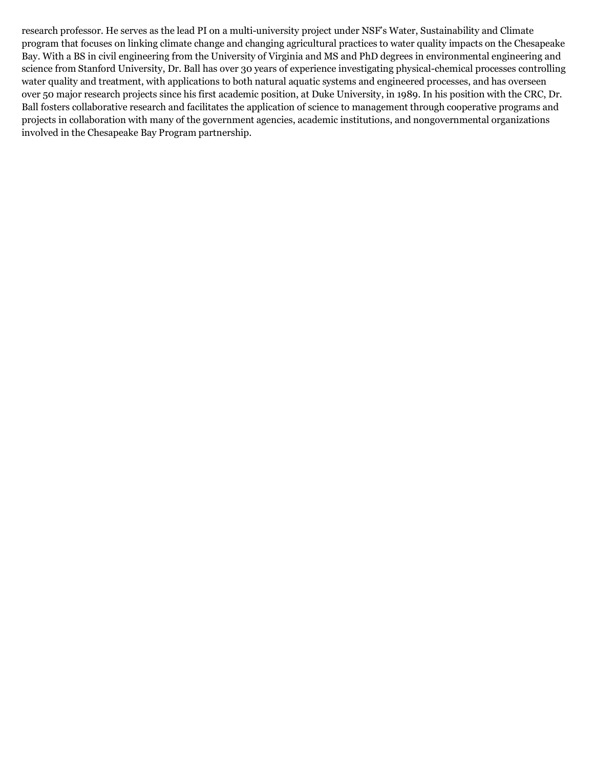research professor. He serves as the lead PI on a multi-university project under NSF's Water, Sustainability and Climate program that focuses on linking climate change and changing agricultural practices to water quality impacts on the Chesapeake Bay. With a BS in civil engineering from the University of Virginia and MS and PhD degrees in environmental engineering and science from Stanford University, Dr. Ball has over 30 years of experience investigating physical-chemical processes controlling water quality and treatment, with applications to both natural aquatic systems and engineered processes, and has overseen over 50 major research projects since his first academic position, at Duke University, in 1989. In his position with the CRC, Dr. Ball fosters collaborative research and facilitates the application of science to management through cooperative programs and projects in collaboration with many of the government agencies, academic institutions, and nongovernmental organizations involved in the Chesapeake Bay Program partnership.